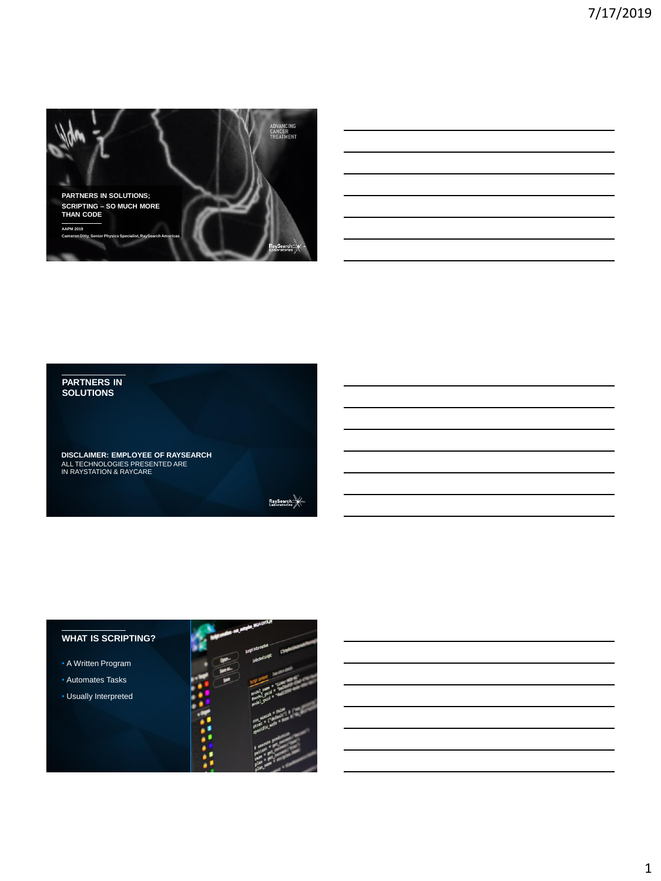**PARTNERS IN SOLUTIONS;**
**SCRIPTING – SO MUCH MORE THAN CODE**

AAPM 2019

Cameron Ditty, Senior Physics Specialist, RaySearch Americas

ADVANCING CANCER TREATMENT

RaySearch Laboratories

---

## PARTNERS IN SOLUTIONS

**DISCLAIMER: EMPLOYEE OF RAYSEARCH**
ALL TECHNOLOGIES PRESENTED ARE IN RAYSTATION & RAYCARE

RaySearch Laboratories

---

## WHAT IS SCRIPTING?

- A Written Program
- Automates Tasks
- Usually Interpreted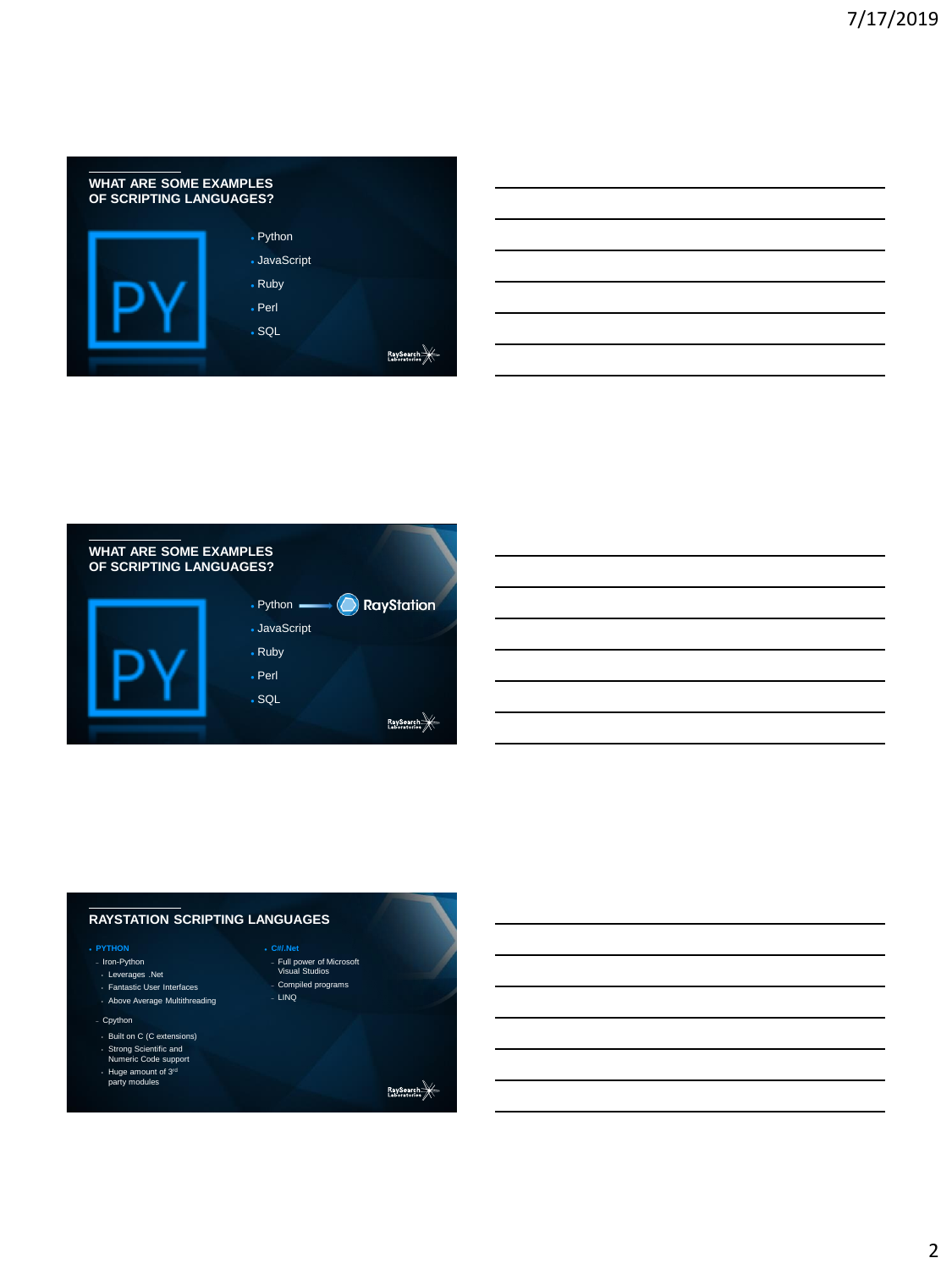## WHAT ARE SOME EXAMPLES OF SCRIPTING LANGUAGES?

PY

- Python
- JavaScript
- Ruby
- Perl
- SQL

## WHAT ARE SOME EXAMPLES OF SCRIPTING LANGUAGES?

PY

- Python → RayStation
- JavaScript
- Ruby
- Perl
- SQL

## RAYSTATION SCRIPTING LANGUAGES

- **PYTHON**
  - Iron-Python
    - Leverages .Net
    - Fantastic User Interfaces
    - Above Average Multithreading
  - Cpython
    - Built on C (C extensions)
    - Strong Scientific and Numeric Code support
    - Huge amount of 3rd party modules
- **C#/.Net**
  - Full power of Microsoft Visual Studios
  - Compiled programs
  - LINQ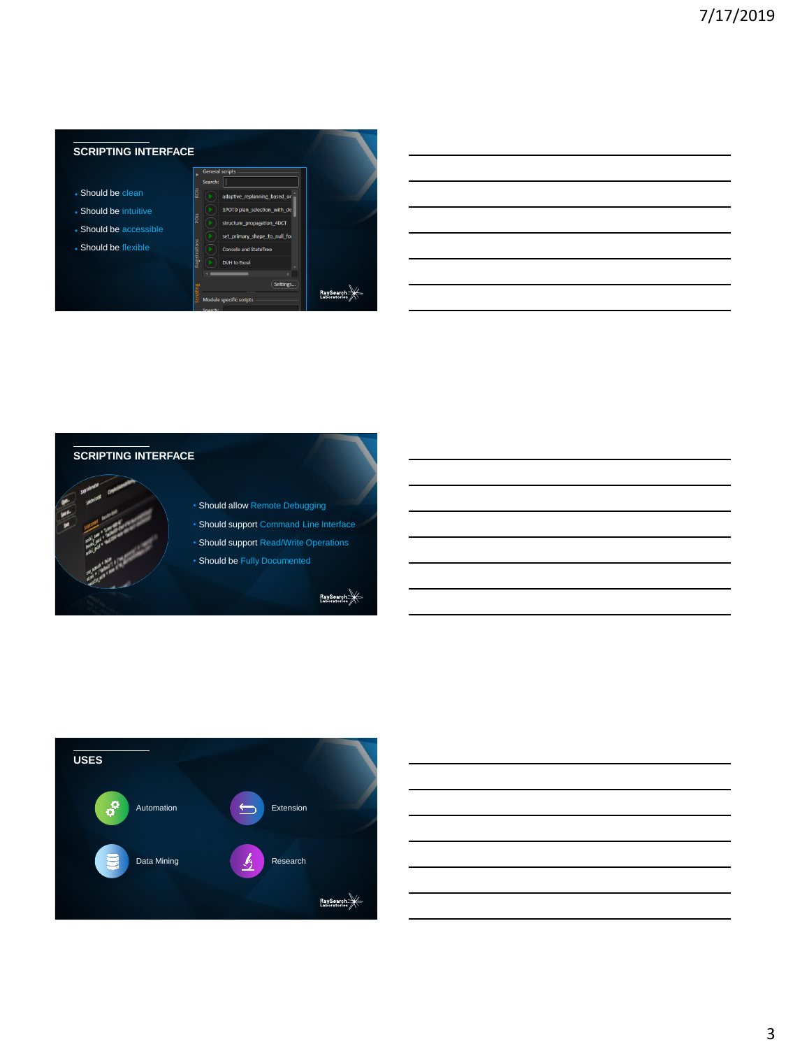## SCRIPTING INTERFACE

- Should be clean
- Should be intuitive
- Should be accessible
- Should be flexible

## SCRIPTING INTERFACE

- Should allow Remote Debugging
- Should support Command Line Interface
- Should support Read/Write Operations
- Should be Fully Documented

## USES

- Automation
- Extension
- Data Mining
- Research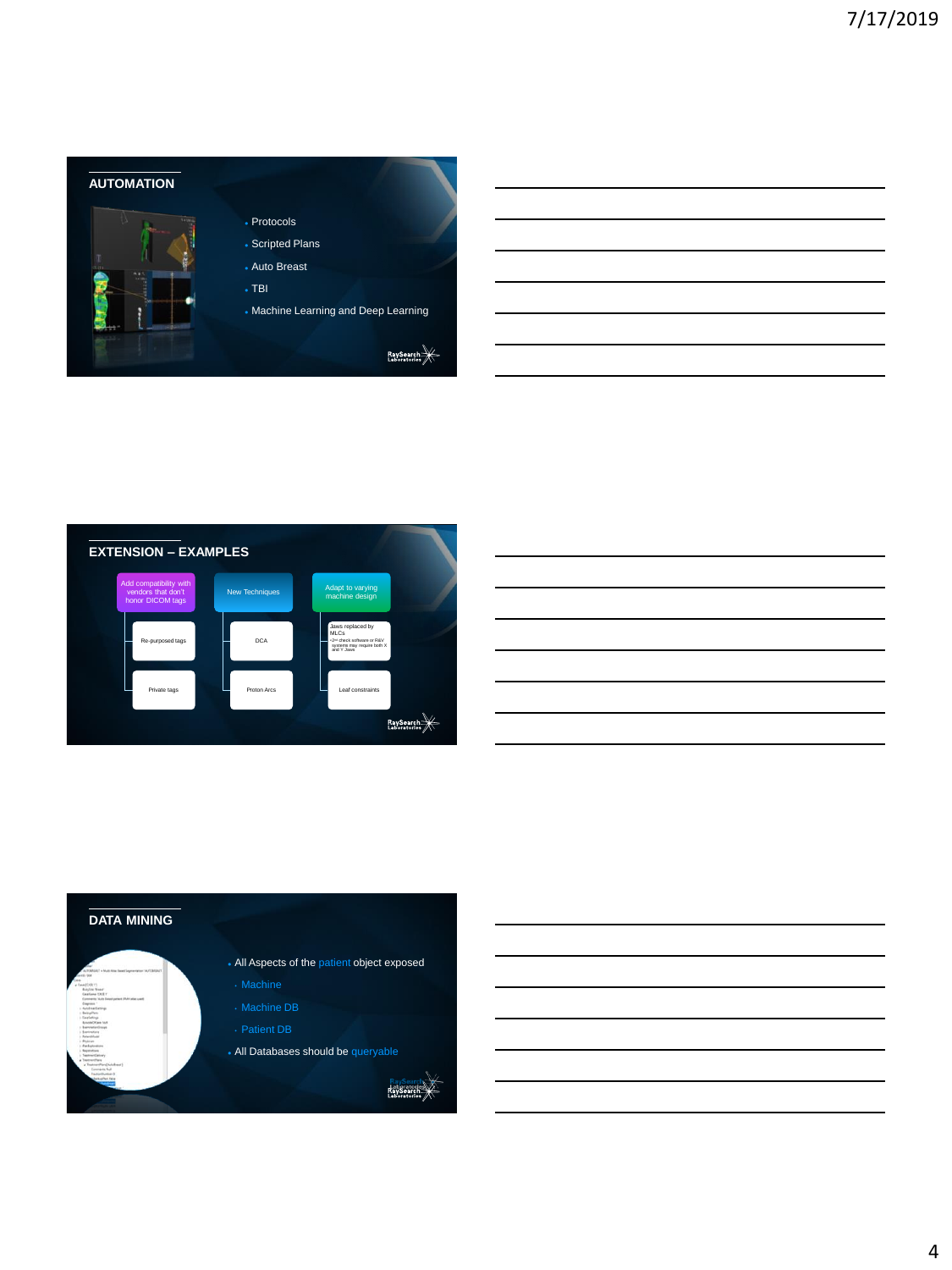## AUTOMATION

- Protocols
- Scripted Plans
- Auto Breast
- TBI
- Machine Learning and Deep Learning

## EXTENSION – EXAMPLES

- Add compatibility with vendors that don't honor DICOM tags
  - Re-purposed tags
  - Private tags
- New Techniques
  - DCA
  - Proton Arcs
- Adapt to varying machine design
  - Jaws replaced by MLCs <2nd check software or R&V systems may require both X and Y Jaws
  - Leaf constraints

## DATA MINING

- All Aspects of the patient object exposed
  - Machine
  - Machine DB
  - Patient DB
- All Databases should be queryable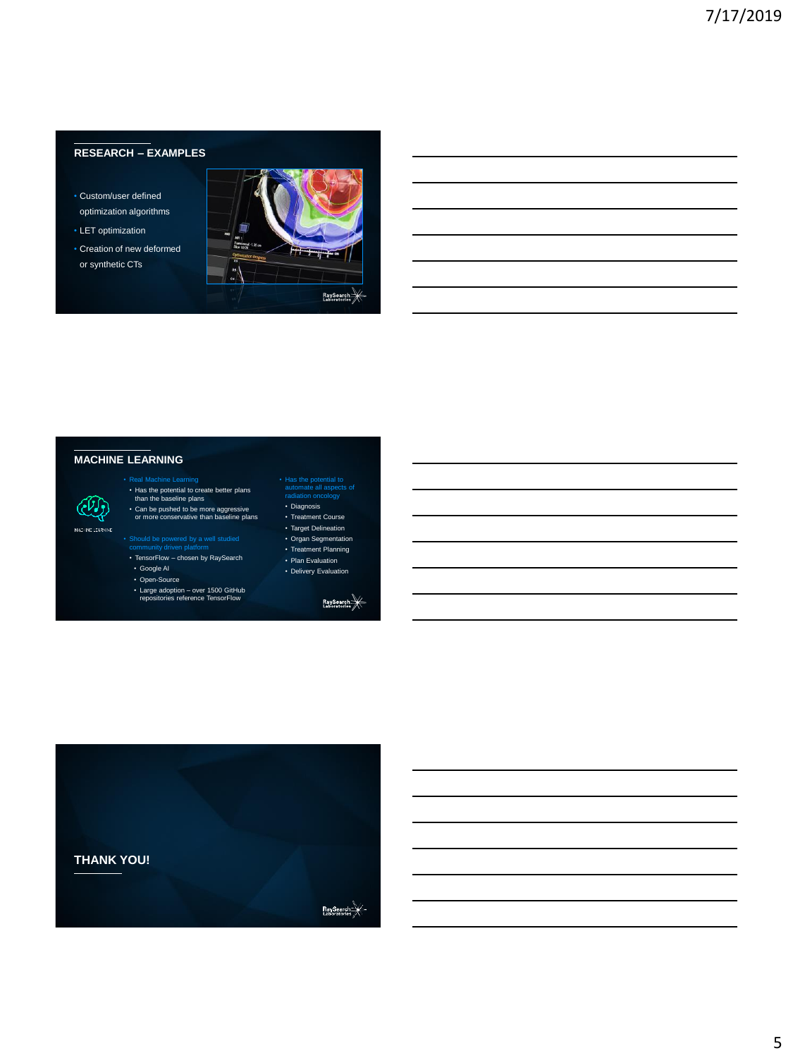## RESEARCH – EXAMPLES

- Custom/user defined optimization algorithms
- LET optimization
- Creation of new deformed or synthetic CTs

## MACHINE LEARNING

- Real Machine Learning
  - Has the potential to create better plans than the baseline plans
  - Can be pushed to be more aggressive or more conservative than baseline plans
- Should be powered by a well studied community driven platform
  - TensorFlow – chosen by RaySearch
    - Google AI
    - Open-Source
    - Large adoption – over 1500 GitHub repositories reference TensorFlow
- Has the potential to automate all aspects of radiation oncology
  - Diagnosis
  - Treatment Course
  - Target Delineation
  - Organ Segmentation
  - Treatment Planning
  - Plan Evaluation
  - Delivery Evaluation

## THANK YOU!